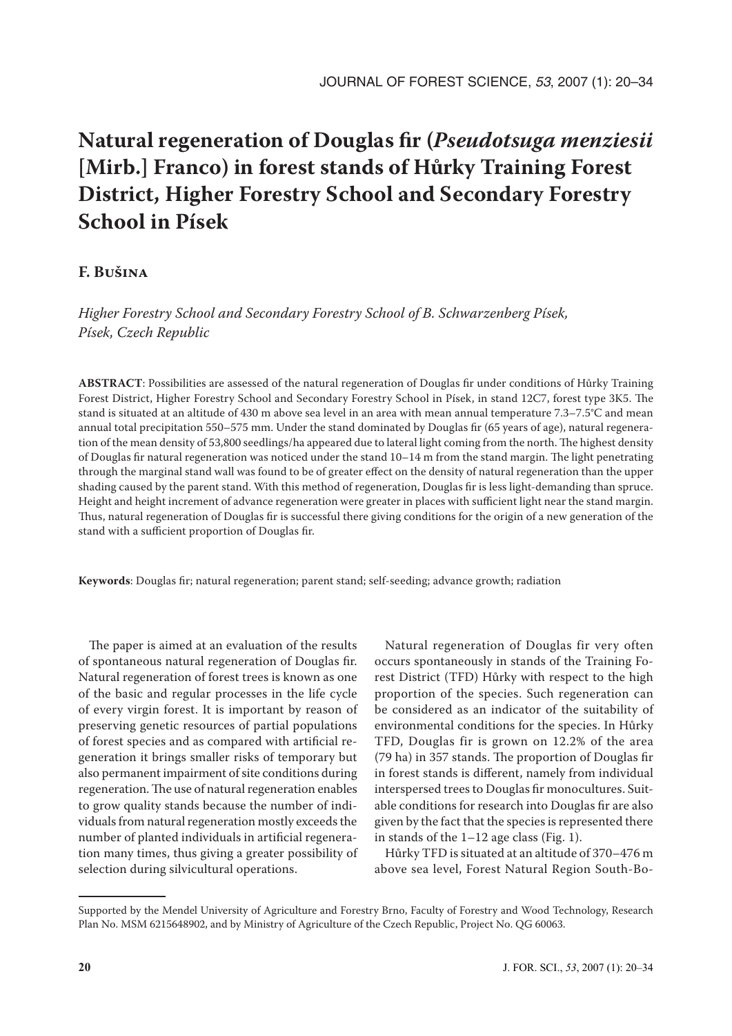# Natural regeneration of Douglas fir (*Pseudotsuga menziesii* [Mirb.] Franco) in forest stands of Hůrky Training Forest District, Higher Forestry School and Secondary Forestry School in Písek

## F. Bušina

*Higher Forestry School and Secondary Forestry School of B. Schwarzenberg Písek, Písek, Czech Republic*

**ABSTRACT**: Possibilities are assessed of the natural regeneration of Douglas fir under conditions of Hůrky Training Forest District, Higher Forestry School and Secondary Forestry School in Písek, in stand 12C7, forest type 3K5. The stand is situated at an altitude of 430 m above sea level in an area with mean annual temperature 7.3–7.5°C and mean annual total precipitation 550–575 mm. Under the stand dominated by Douglas fir (65 years of age), natural regeneration of the mean density of 53,800 seedlings/ha appeared due to lateral light coming from the north. The highest density of Douglas fir natural regeneration was noticed under the stand 10–14 m from the stand margin. The light penetrating through the marginal stand wall was found to be of greater effect on the density of natural regeneration than the upper shading caused by the parent stand. With this method of regeneration, Douglas fir is less light-demanding than spruce. Height and height increment of advance regeneration were greater in places with sufficient light near the stand margin. Thus, natural regeneration of Douglas fir is successful there giving conditions for the origin of a new generation of the stand with a sufficient proportion of Douglas fir.

**Keywords**: Douglas fir; natural regeneration; parent stand; self-seeding; advance growth; radiation

The paper is aimed at an evaluation of the results of spontaneous natural regeneration of Douglas fir. Natural regeneration of forest trees is known as one of the basic and regular processes in the life cycle of every virgin forest. It is important by reason of preserving genetic resources of partial populations of forest species and as compared with artificial regeneration it brings smaller risks of temporary but also permanent impairment of site conditions during regeneration. The use of natural regeneration enables to grow quality stands because the number of individuals from natural regeneration mostly exceeds the number of planted individuals in artificial regeneration many times, thus giving a greater possibility of selection during silvicultural operations.

Natural regeneration of Douglas fir very often occurs spontaneously in stands of the Training Forest District (TFD) Hůrky with respect to the high proportion of the species. Such regeneration can be considered as an indicator of the suitability of environmental conditions for the species. In Hůrky TFD, Douglas fir is grown on 12.2% of the area (79 ha) in 357 stands. The proportion of Douglas fir in forest stands is different, namely from individual interspersed trees to Douglas fir monocultures. Suitable conditions for research into Douglas fir are also given by the fact that the species is represented there in stands of the 1–12 age class (Fig. 1).

Hůrky TFD is situated at an altitude of 370–476 m above sea level, Forest Natural Region South-Bo-

Supported by the Mendel University of Agriculture and Forestry Brno, Faculty of Forestry and Wood Technology, Research Plan No. MSM 6215648902, and by Ministry of Agriculture of the Czech Republic, Project No. QG 60063.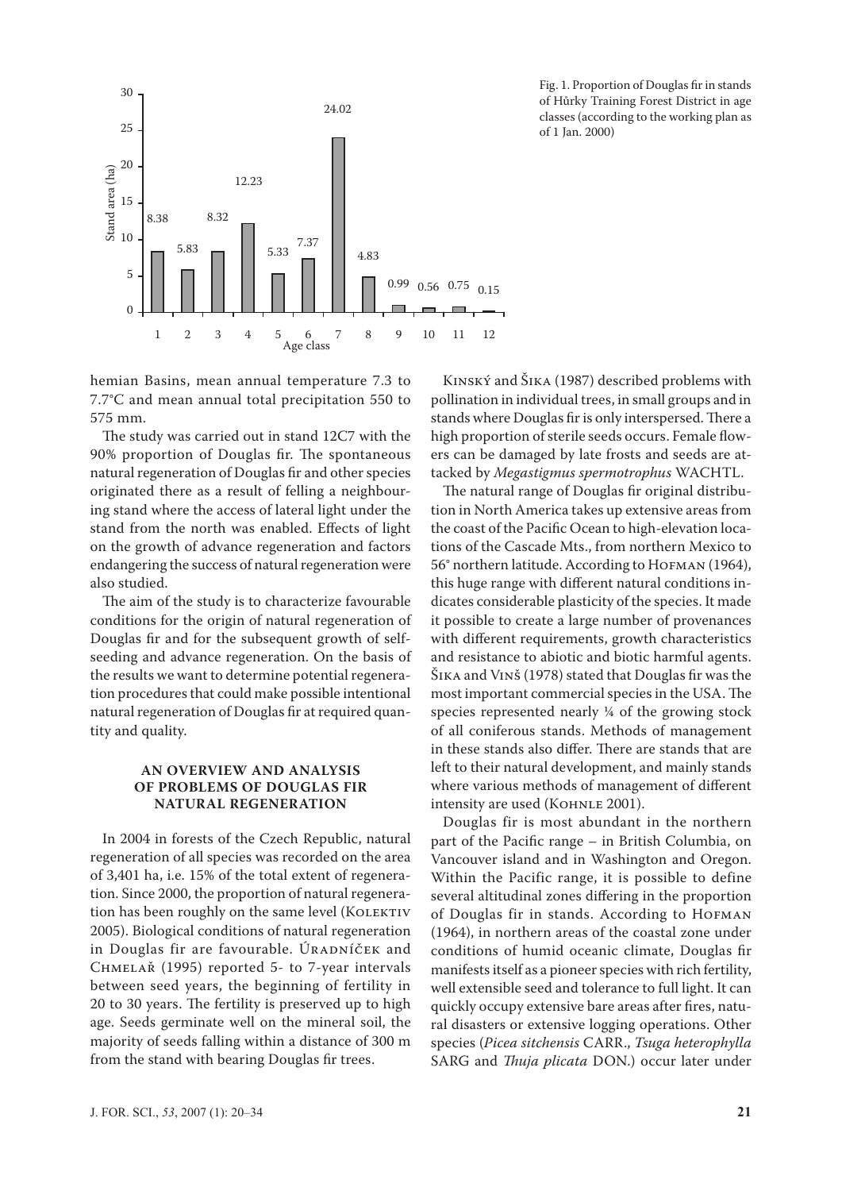Fig. 1. Proportion of Douglas fir in stands of Hůrky Training Forest District in age classes (according to the working plan as of 1 Jan. 2000)

| Age class | 1 | 2 | 3 | 4 | 5 | 6 | 7 | 8 | 9 | 10 | 11 | 12 |
|---|---|---|---|---|---|---|---|---|---|---|---|---|
| Stand area (ha) | 8.38 | 5.83 | 8.32 | 12.23 | 5.33 | 7.37 | 24.02 | 4.83 | 0.99 | 0.56 | 0.75 | 0.15 |

hemian Basins, mean annual temperature 7.3 to 7.7°C and mean annual total precipitation 550 to 575 mm.

The study was carried out in stand 12C7 with the 90% proportion of Douglas fir. The spontaneous natural regeneration of Douglas fir and other species originated there as a result of felling a neighbouring stand where the access of lateral light under the stand from the north was enabled. Effects of light on the growth of advance regeneration and factors endangering the success of natural regeneration were also studied.

The aim of the study is to characterize favourable conditions for the origin of natural regeneration of Douglas fir and for the subsequent growth of self-seeding and advance regeneration. On the basis of the results we want to determine potential regeneration procedures that could make possible intentional natural regeneration of Douglas fir at required quantity and quality.

## AN OVERVIEW AND ANALYSIS OF PROBLEMS OF DOUGLAS FIR NATURAL REGENERATION

In 2004 in forests of the Czech Republic, natural regeneration of all species was recorded on the area of 3,401 ha, i.e. 15% of the total extent of regeneration. Since 2000, the proportion of natural regeneration has been roughly on the same level (Kolektiv 2005). Biological conditions of natural regeneration in Douglas fir are favourable. Úradníček and Chmelař (1995) reported 5- to 7-year intervals between seed years, the beginning of fertility in 20 to 30 years. The fertility is preserved up to high age. Seeds germinate well on the mineral soil, the majority of seeds falling within a distance of 300 m from the stand with bearing Douglas fir trees.

Kinský and Šika (1987) described problems with pollination in individual trees, in small groups and in stands where Douglas fir is only interspersed. There a high proportion of sterile seeds occurs. Female flowers can be damaged by late frosts and seeds are attacked by *Megastigmus spermotrophus* Wachtl.

The natural range of Douglas fir original distribution in North America takes up extensive areas from the coast of the Pacific Ocean to high-elevation locations of the Cascade Mts., from northern Mexico to 56° northern latitude. According to Hofman (1964), this huge range with different natural conditions indicates considerable plasticity of the species. It made it possible to create a large number of provenances with different requirements, growth characteristics and resistance to abiotic and biotic harmful agents. Šika and Vinš (1978) stated that Douglas fir was the most important commercial species in the USA. The species represented nearly ¼ of the growing stock of all coniferous stands. Methods of management in these stands also differ. There are stands that are left to their natural development, and mainly stands where various methods of management of different intensity are used (Kohnle 2001).

Douglas fir is most abundant in the northern part of the Pacific range – in British Columbia, on Vancouver island and in Washington and Oregon. Within the Pacific range, it is possible to define several altitudinal zones differing in the proportion of Douglas fir in stands. According to Hofman (1964), in northern areas of the coastal zone under conditions of humid oceanic climate, Douglas fir manifests itself as a pioneer species with rich fertility, well extensible seed and tolerance to full light. It can quickly occupy extensive bare areas after fires, natural disasters or extensive logging operations. Other species (*Picea sitchensis* Carr., *Tsuga heterophylla* Sarg and *Thuja plicata* Don.) occur later under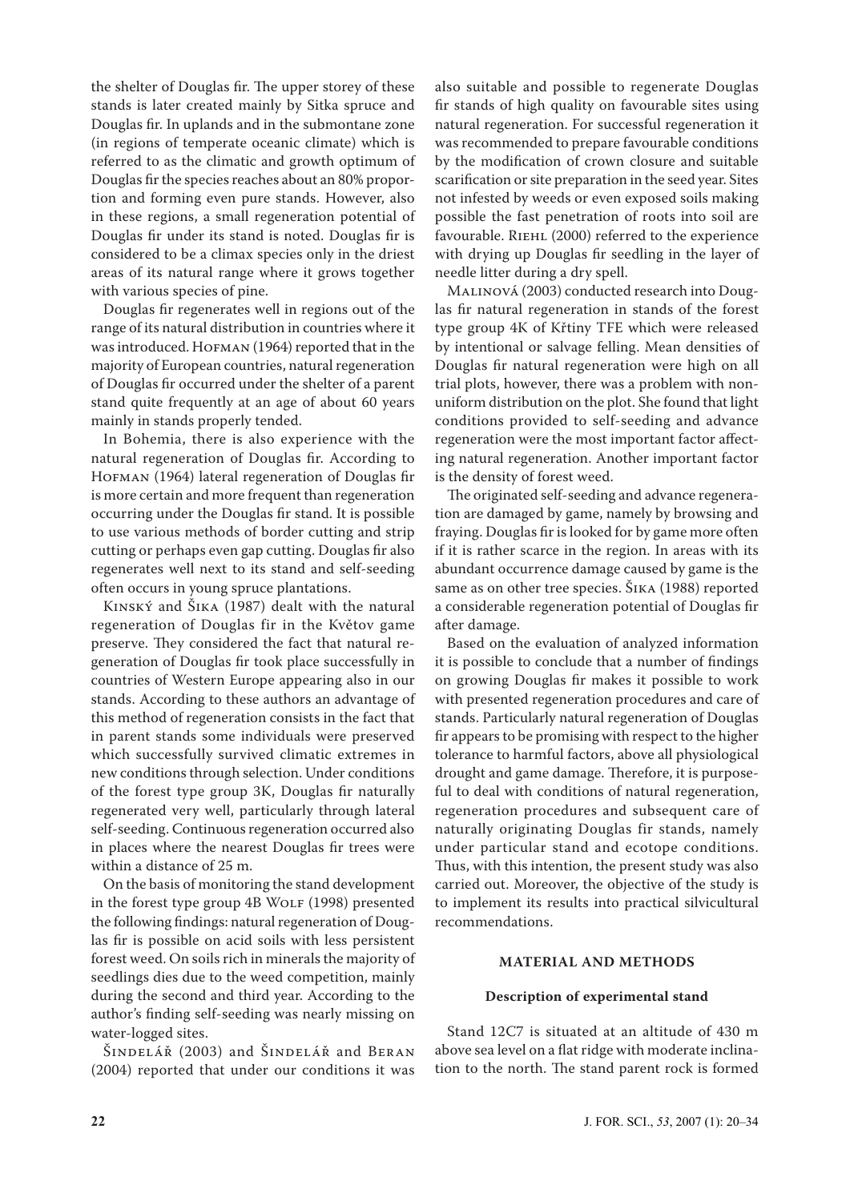the shelter of Douglas fir. The upper storey of these stands is later created mainly by Sitka spruce and Douglas fir. In uplands and in the submontane zone (in regions of temperate oceanic climate) which is referred to as the climatic and growth optimum of Douglas fir the species reaches about an 80% proportion and forming even pure stands. However, also in these regions, a small regeneration potential of Douglas fir under its stand is noted. Douglas fir is considered to be a climax species only in the driest areas of its natural range where it grows together with various species of pine.

Douglas fir regenerates well in regions out of the range of its natural distribution in countries where it was introduced. Hofman (1964) reported that in the majority of European countries, natural regeneration of Douglas fir occurred under the shelter of a parent stand quite frequently at an age of about 60 years mainly in stands properly tended.

In Bohemia, there is also experience with the natural regeneration of Douglas fir. According to Hofman (1964) lateral regeneration of Douglas fir is more certain and more frequent than regeneration occurring under the Douglas fir stand. It is possible to use various methods of border cutting and strip cutting or perhaps even gap cutting. Douglas fir also regenerates well next to its stand and self-seeding often occurs in young spruce plantations.

Kinský and Šika (1987) dealt with the natural regeneration of Douglas fir in the Květov game preserve. They considered the fact that natural regeneration of Douglas fir took place successfully in countries of Western Europe appearing also in our stands. According to these authors an advantage of this method of regeneration consists in the fact that in parent stands some individuals were preserved which successfully survived climatic extremes in new conditions through selection. Under conditions of the forest type group 3K, Douglas fir naturally regenerated very well, particularly through lateral self-seeding. Continuous regeneration occurred also in places where the nearest Douglas fir trees were within a distance of 25 m.

On the basis of monitoring the stand development in the forest type group 4B Wolf (1998) presented the following findings: natural regeneration of Douglas fir is possible on acid soils with less persistent forest weed. On soils rich in minerals the majority of seedlings dies due to the weed competition, mainly during the second and third year. According to the author's finding self-seeding was nearly missing on water-logged sites.

Šindelář (2003) and Šindelář and Beran (2004) reported that under our conditions it was also suitable and possible to regenerate Douglas fir stands of high quality on favourable sites using natural regeneration. For successful regeneration it was recommended to prepare favourable conditions by the modification of crown closure and suitable scarification or site preparation in the seed year. Sites not infested by weeds or even exposed soils making possible the fast penetration of roots into soil are favourable. Riehl (2000) referred to the experience with drying up Douglas fir seedling in the layer of needle litter during a dry spell.

Malinová (2003) conducted research into Douglas fir natural regeneration in stands of the forest type group 4K of Křtiny TFE which were released by intentional or salvage felling. Mean densities of Douglas fir natural regeneration were high on all trial plots, however, there was a problem with nonuniform distribution on the plot. She found that light conditions provided to self-seeding and advance regeneration were the most important factor affecting natural regeneration. Another important factor is the density of forest weed.

The originated self-seeding and advance regeneration are damaged by game, namely by browsing and fraying. Douglas fir is looked for by game more often if it is rather scarce in the region. In areas with its abundant occurrence damage caused by game is the same as on other tree species. Šika (1988) reported a considerable regeneration potential of Douglas fir after damage.

Based on the evaluation of analyzed information it is possible to conclude that a number of findings on growing Douglas fir makes it possible to work with presented regeneration procedures and care of stands. Particularly natural regeneration of Douglas fir appears to be promising with respect to the higher tolerance to harmful factors, above all physiological drought and game damage. Therefore, it is purposeful to deal with conditions of natural regeneration, regeneration procedures and subsequent care of naturally originating Douglas fir stands, namely under particular stand and ecotope conditions. Thus, with this intention, the present study was also carried out. Moreover, the objective of the study is to implement its results into practical silvicultural recommendations.

## MATERIAL AND METHODS

### Description of experimental stand

Stand 12C7 is situated at an altitude of 430 m above sea level on a flat ridge with moderate inclination to the north. The stand parent rock is formed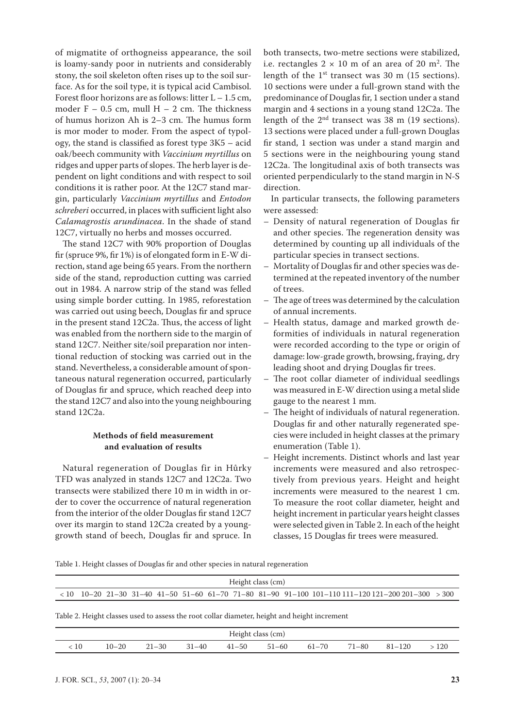of migmatite of orthogneiss appearance, the soil is loamy-sandy poor in nutrients and considerably stony, the soil skeleton often rises up to the soil surface. As for the soil type, it is typical acid Cambisol. Forest floor horizons are as follows: litter L – 1.5 cm, moder F – 0.5 cm, mull H – 2 cm. The thickness of humus horizon Ah is 2–3 cm. The humus form is mor moder to moder. From the aspect of typology, the stand is classified as forest type 3K5 – acid oak/beech community with *Vaccinium myrtillus* on ridges and upper parts of slopes. The herb layer is dependent on light conditions and with respect to soil conditions it is rather poor. At the 12C7 stand margin, particularly *Vaccinium myrtillus* and *Entodon schreberi* occurred, in places with sufficient light also *Calamagrostis arundinacea*. In the shade of stand 12C7, virtually no herbs and mosses occurred.

The stand 12C7 with 90% proportion of Douglas fir (spruce 9%, fir 1%) is of elongated form in E-W direction, stand age being 65 years. From the northern side of the stand, reproduction cutting was carried out in 1984. A narrow strip of the stand was felled using simple border cutting. In 1985, reforestation was carried out using beech, Douglas fir and spruce in the present stand 12C2a. Thus, the access of light was enabled from the northern side to the margin of stand 12C7. Neither site/soil preparation nor intentional reduction of stocking was carried out in the stand. Nevertheless, a considerable amount of spontaneous natural regeneration occurred, particularly of Douglas fir and spruce, which reached deep into the stand 12C7 and also into the young neighbouring stand 12C2a.

**Methods of field measurement and evaluation of results**

Natural regeneration of Douglas fir in Hůrky TFD was analyzed in stands 12C7 and 12C2a. Two transects were stabilized there 10 m in width in order to cover the occurrence of natural regeneration from the interior of the older Douglas fir stand 12C7 over its margin to stand 12C2a created by a young-growth stand of beech, Douglas fir and spruce. In both transects, two-metre sections were stabilized, i.e. rectangles 2 × 10 m of an area of 20 m$^2$. The length of the 1st transect was 30 m (15 sections). 10 sections were under a full-grown stand with the predominance of Douglas fir, 1 section under a stand margin and 4 sections in a young stand 12C2a. The length of the 2nd transect was 38 m (19 sections). 13 sections were placed under a full-grown Douglas fir stand, 1 section was under a stand margin and 5 sections were in the neighbouring young stand 12C2a. The longitudinal axis of both transects was oriented perpendicularly to the stand margin in N-S direction.

In particular transects, the following parameters were assessed:

- Density of natural regeneration of Douglas fir and other species. The regeneration density was determined by counting up all individuals of the particular species in transect sections.
- Mortality of Douglas fir and other species was determined at the repeated inventory of the number of trees.
- The age of trees was determined by the calculation of annual increments.
- Health status, damage and marked growth deformities of individuals in natural regeneration were recorded according to the type or origin of damage: low-grade growth, browsing, fraying, dry leading shoot and drying Douglas fir trees.
- The root collar diameter of individual seedlings was measured in E-W direction using a metal slide gauge to the nearest 1 mm.
- The height of individuals of natural regeneration. Douglas fir and other naturally regenerated species were included in height classes at the primary enumeration (Table 1).
- Height increments. Distinct whorls and last year increments were measured and also retrospectively from previous years. Height and height increments were measured to the nearest 1 cm. To measure the root collar diameter, height and height increment in particular years height classes were selected given in Table 2. In each of the height classes, 15 Douglas fir trees were measured.

Table 1. Height classes of Douglas fir and other species in natural regeneration

| Height class (cm) | | | | | | | | | | | | | | | |
|---|---|---|---|---|---|---|---|---|---|---|---|---|---|---|---|
| < 10 | 10–20 | 21–30 | 31–40 | 41–50 | 51–60 | 61–70 | 71–80 | 81–90 | 91–100 | 101–110 | 111–120 | 121–200 | 201–300 | > 300 | |

Table 2. Height classes used to assess the root collar diameter, height and height increment

| Height class (cm) | | | | | | | | | |
|---|---|---|---|---|---|---|---|---|---|
| < 10 | 10–20 | 21–30 | 31–40 | 41–50 | 51–60 | 61–70 | 71–80 | 81–120 | > 120 |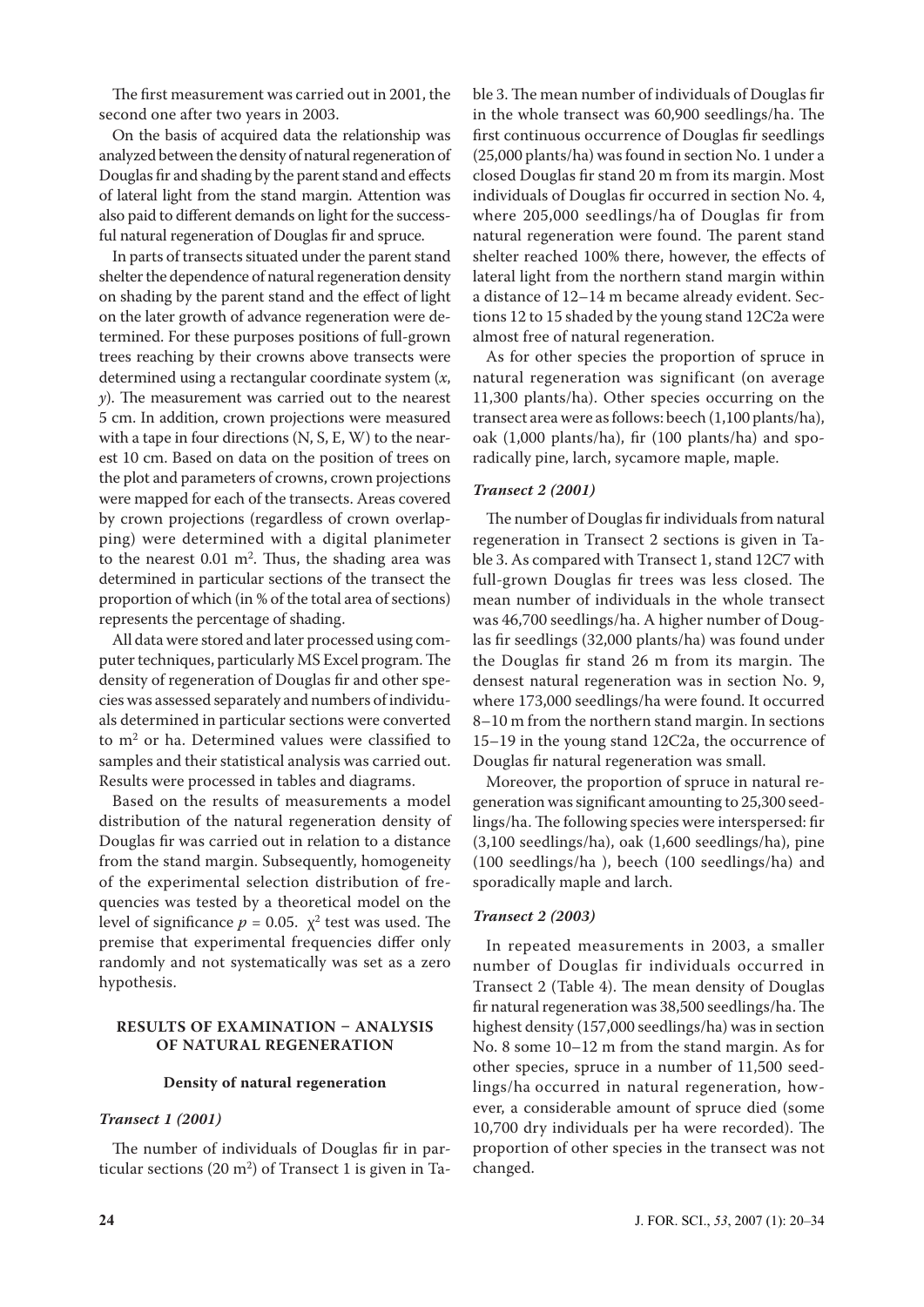The first measurement was carried out in 2001, the second one after two years in 2003.

On the basis of acquired data the relationship was analyzed between the density of natural regeneration of Douglas fir and shading by the parent stand and effects of lateral light from the stand margin. Attention was also paid to different demands on light for the successful natural regeneration of Douglas fir and spruce.

In parts of transects situated under the parent stand shelter the dependence of natural regeneration density on shading by the parent stand and the effect of light on the later growth of advance regeneration were determined. For these purposes positions of full-grown trees reaching by their crowns above transects were determined using a rectangular coordinate system (*x*, *y*). The measurement was carried out to the nearest 5 cm. In addition, crown projections were measured with a tape in four directions (N, S, E, W) to the nearest 10 cm. Based on data on the position of trees on the plot and parameters of crowns, crown projections were mapped for each of the transects. Areas covered by crown projections (regardless of crown overlapping) were determined with a digital planimeter to the nearest 0.01 $m^2$. Thus, the shading area was determined in particular sections of the transect the proportion of which (in % of the total area of sections) represents the percentage of shading.

All data were stored and later processed using computer techniques, particularly MS Excel program. The density of regeneration of Douglas fir and other species was assessed separately and numbers of individuals determined in particular sections were converted to $m^2$ or ha. Determined values were classified to samples and their statistical analysis was carried out. Results were processed in tables and diagrams.

Based on the results of measurements a model distribution of the natural regeneration density of Douglas fir was carried out in relation to a distance from the stand margin. Subsequently, homogeneity of the experimental selection distribution of frequencies was tested by a theoretical model on the level of significance $p = 0.05$. $\chi^2$ test was used. The premise that experimental frequencies differ only randomly and not systematically was set as a zero hypothesis.

## RESULTS OF EXAMINATION – ANALYSIS OF NATURAL REGENERATION

### Density of natural regeneration

#### *Transect 1 (2001)*

The number of individuals of Douglas fir in particular sections (20 $m^2$) of Transect 1 is given in Table 3. The mean number of individuals of Douglas fir in the whole transect was 60,900 seedlings/ha. The first continuous occurrence of Douglas fir seedlings (25,000 plants/ha) was found in section No. 1 under a closed Douglas fir stand 20 m from its margin. Most individuals of Douglas fir occurred in section No. 4, where 205,000 seedlings/ha of Douglas fir from natural regeneration were found. The parent stand shelter reached 100% there, however, the effects of lateral light from the northern stand margin within a distance of 12–14 m became already evident. Sections 12 to 15 shaded by the young stand 12C2a were almost free of natural regeneration.

As for other species the proportion of spruce in natural regeneration was significant (on average 11,300 plants/ha). Other species occurring on the transect area were as follows: beech (1,100 plants/ha), oak (1,000 plants/ha), fir (100 plants/ha) and sporadically pine, larch, sycamore maple, maple.

#### *Transect 2 (2001)*

The number of Douglas fir individuals from natural regeneration in Transect 2 sections is given in Table 3. As compared with Transect 1, stand 12C7 with full-grown Douglas fir trees was less closed. The mean number of individuals in the whole transect was 46,700 seedlings/ha. A higher number of Douglas fir seedlings (32,000 plants/ha) was found under the Douglas fir stand 26 m from its margin. The densest natural regeneration was in section No. 9, where 173,000 seedlings/ha were found. It occurred 8–10 m from the northern stand margin. In sections 15–19 in the young stand 12C2a, the occurrence of Douglas fir natural regeneration was small.

Moreover, the proportion of spruce in natural regeneration was significant amounting to 25,300 seedlings/ha. The following species were interspersed: fir (3,100 seedlings/ha), oak (1,600 seedlings/ha), pine (100 seedlings/ha ), beech (100 seedlings/ha) and sporadically maple and larch.

#### *Transect 2 (2003)*

In repeated measurements in 2003, a smaller number of Douglas fir individuals occurred in Transect 2 (Table 4). The mean density of Douglas fir natural regeneration was 38,500 seedlings/ha. The highest density (157,000 seedlings/ha) was in section No. 8 some 10–12 m from the stand margin. As for other species, spruce in a number of 11,500 seedlings/ha occurred in natural regeneration, however, a considerable amount of spruce died (some 10,700 dry individuals per ha were recorded). The proportion of other species in the transect was not changed.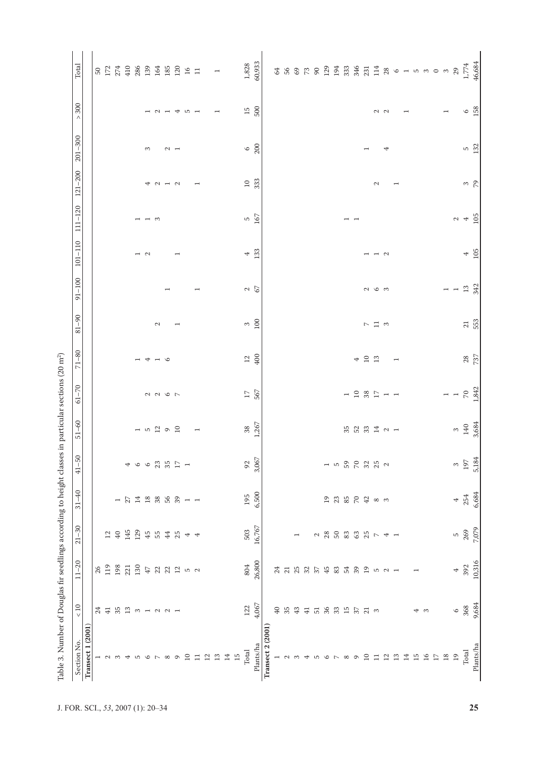Table 3. Number of Douglas fir seedlings according to height classes in particular sections (20 m²)

| Section No. | < 10 | 11–20 | 21–30 | 31–40 | 41–50 | 51–60 | 61–70 | 71–80 | 81–90 | 91–100 | 101–110 | 111–120 | 121–200 | 201–300 | > 300 | Total |
|---|---|---|---|---|---|---|---|---|---|---|---|---|---|---|---|---|
| **Transect 1 (2001)** | | | | | | | | | | | | | | | | |
| 1 | 24 | 26 | | | | | | | | | | | | | | 50 |
| 2 | 41 | 119 | 12 | | | | | | | | | | | | | 172 |
| 3 | 35 | 198 | 40 | 1 | | | | | | | | | | | | 274 |
| 4 | 13 | 221 | 145 | 27 | 4 | | | | | | | | | | | 410 |
| 5 | 3 | 130 | 129 | 14 | 6 | 1 | | 1 | | | 1 | 1 | | | | 286 |
| 6 | 1 | 47 | 45 | 18 | 6 | 5 | 2 | 4 | | | 2 | 1 | 4 | 3 | 1 | 139 |
| 7 | 2 | 22 | 55 | 38 | 23 | 12 | 2 | 1 | 2 | | | 3 | 2 | | 2 | 164 |
| 8 | 2 | 22 | 44 | 56 | 35 | 9 | 6 | 6 | | 1 | | | 1 | 2 | 1 | 185 |
| 9 | 1 | 12 | 25 | 39 | 17 | 10 | 7 | | 1 | | 1 | | 2 | 1 | 4 | 120 |
| 10 | | 5 | 4 | 1 | 1 | | | | | | | | | | 5 | 16 |
| 11 | | 2 | 4 | 1 | | 1 | | | | 1 | | | 1 | | 1 | 11 |
| 12 | | | | | | | | | | | | | | | | |
| 13 | | | | | | | | | | | | | | | 1 | 1 |
| 14 | | | | | | | | | | | | | | | | |
| 15 | | | | | | | | | | | | | | | | |
| Total | 122 | 804 | 503 | 195 | 92 | 38 | 17 | 12 | 3 | 2 | 4 | 5 | 10 | 6 | 15 | 1,828 |
| Plants/ha | 4,067 | 26,800 | 16,767 | 6,500 | 3,067 | 1,267 | 567 | 400 | 100 | 67 | 133 | 167 | 333 | 200 | 500 | 60,933 |
| **Transect 2 (2001)** | | | | | | | | | | | | | | | | |
| 1 | 40 | 24 | | | | | | | | | | | | | | 64 |
| 2 | 35 | 21 | | | | | | | | | | | | | | 56 |
| 3 | 43 | 25 | 1 | | | | | | | | | | | | | 69 |
| 4 | 41 | 32 | | | | | | | | | | | | | | 73 |
| 5 | 51 | 37 | 2 | | | | | | | | | | | | | 90 |
| 6 | 36 | 45 | 28 | 19 | 1 | | | | | | | | | | | 129 |
| 7 | 33 | 83 | 50 | 23 | 5 | | | | | | | | | | | 194 |
| 8 | 15 | 54 | 83 | 85 | 59 | 35 | 1 | | | | | 1 | | | | 333 |
| 9 | 37 | 39 | 63 | 70 | 70 | 52 | 10 | 4 | | | | 1 | | | | 346 |
| 10 | 21 | 19 | 25 | 42 | 32 | 33 | 38 | 10 | 7 | 2 | 1 | | | 1 | | 231 |
| 11 | 3 | 5 | 7 | 8 | 25 | 14 | 17 | 13 | 11 | 6 | 1 | | 2 | | 2 | 114 |
| 12 | | 2 | 4 | 3 | 2 | 2 | 1 | | 3 | 3 | 2 | | | 4 | 2 | 28 |
| 13 | | 1 | 1 | | | 1 | 1 | 1 | | | | | 1 | | | 6 |
| 14 | | | | | | | | | | | | | | | 1 | 1 |
| 15 | 4 | 1 | | | | | | | | | | | | | | 5 |
| 16 | 3 | | | | | | | | | | | | | | | 3 |
| 17 | | | | | | | | | | | | | | | | 0 |
| 18 | | | | | | | 1 | | | 1 | | | | | 1 | 3 |
| 19 | 6 | 4 | 5 | 4 | 3 | 3 | 1 | | | 1 | | 2 | | | | 29 |
| Total | 368 | 392 | 269 | 254 | 197 | 140 | 70 | 28 | 21 | 13 | 4 | 4 | 3 | 5 | 6 | 1,774 |
| Plants/ha | 9,684 | 10,316 | 7,079 | 6,684 | 5,184 | 3,684 | 1,842 | 737 | 553 | 342 | 105 | 105 | 79 | 132 | 158 | 46,684 |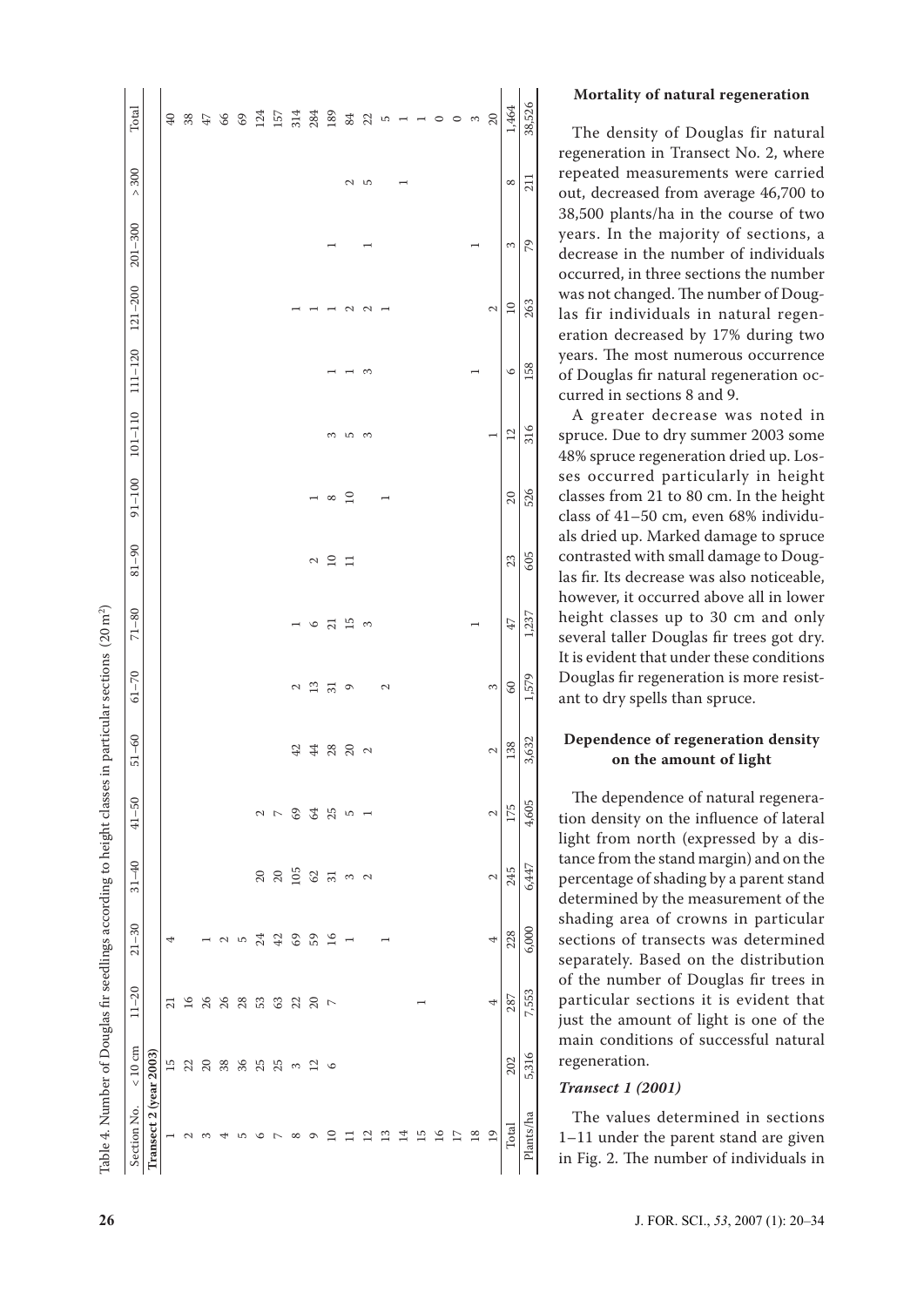Table 4. Number of Douglas fir seedlings according to height classes in particular sections (20 m²)

| Section No. | < 10 cm | 11–20 | 21–30 | 31–40 | 41–50 | 51–60 | 61–70 | 71–80 | 81–90 | 91–100 | 101–110 | 111–120 | 121–200 | 201–300 | > 300 | Total |
|---|---|---|---|---|---|---|---|---|---|---|---|---|---|---|---|---|
| **Transect 2 (year 2003)** | | | | | | | | | | | | | | | | |
| 1 | 15 | 21 | 4 | | | | | | | | | | | | | 40 |
| 2 | 22 | 16 | | | | | | | | | | | | | | 38 |
| 3 | 20 | 26 | 1 | | | | | | | | | | | | | 47 |
| 4 | 38 | 26 | 2 | | | | | | | | | | | | | 66 |
| 5 | 36 | 28 | 5 | | | | | | | | | | | | | 69 |
| 6 | 25 | 53 | 24 | 20 | 2 | | | | | | | | | | | 124 |
| 7 | 25 | 63 | 42 | 20 | 7 | | | | | | | | | | | 157 |
| 8 | 3 | 22 | 69 | 105 | 69 | 42 | 2 | 1 | | | | | 1 | | | 314 |
| 9 | 12 | 20 | 59 | 62 | 64 | 44 | 13 | 6 | 2 | 1 | | | 1 | | | 284 |
| 10 | 6 | 7 | 16 | 31 | 25 | 28 | 31 | 21 | 10 | 8 | 3 | 1 | 1 | 1 | | 189 |
| 11 | | | 1 | 3 | 5 | 20 | 9 | 15 | 11 | 10 | 5 | 1 | 2 | | 2 | 84 |
| 12 | | | | 2 | 1 | 2 | | 3 | | | 3 | 3 | 2 | 1 | 5 | 22 |
| 13 | | | 1 | | | | 2 | | | 1 | | | 1 | | | 5 |
| 14 | | | | | | | | | | | | | | | 1 | 1 |
| 15 | | 1 | | | | | | | | | | | | | | 1 |
| 16 | | | | | | | | | | | | | | | | 0 |
| 17 | | | | | | | | | | | | | | | | 0 |
| 18 | | | | | | | | 1 | | | | 1 | | 1 | | 3 |
| 19 | | 4 | 4 | 2 | 2 | 2 | 3 | | | | 1 | | 2 | | | 20 |
| Total | 202 | 287 | 228 | 245 | 175 | 138 | 60 | 47 | 23 | 20 | 12 | 6 | 10 | 3 | 8 | 1,464 |
| Plants/ha | 5,316 | 7,553 | 6,000 | 6,447 | 4,605 | 3,632 | 1,579 | 1,237 | 605 | 526 | 316 | 158 | 263 | 79 | 211 | 38,526 |

**Mortality of natural regeneration**

The density of Douglas fir natural regeneration in Transect No. 2, where repeated measurements were carried out, decreased from average 46,700 to 38,500 plants/ha in the course of two years. In the majority of sections, a decrease in the number of individuals occurred, in three sections the number was not changed. The number of Douglas fir individuals in natural regeneration decreased by 17% during two years. The most numerous occurrence of Douglas fir natural regeneration occurred in sections 8 and 9.

A greater decrease was noted in spruce. Due to dry summer 2003 some 48% spruce regeneration dried up. Losses occurred particularly in height classes from 21 to 80 cm. In the height class of 41–50 cm, even 68% individuals dried up. Marked damage to spruce contrasted with small damage to Douglas fir. Its decrease was also noticeable, however, it occurred above all in lower height classes up to 30 cm and only several taller Douglas fir trees got dry. It is evident that under these conditions Douglas fir regeneration is more resistant to dry spells than spruce.

**Dependence of regeneration density on the amount of light**

The dependence of natural regeneration density on the influence of lateral light from north (expressed by a distance from the stand margin) and on the percentage of shading by a parent stand determined by the measurement of the shading area of crowns in particular sections of transects was determined separately. Based on the distribution of the number of Douglas fir trees in particular sections it is evident that just the amount of light is one of the main conditions of successful natural regeneration.

***Transect 1 (2001)***

The values determined in sections 1–11 under the parent stand are given in Fig. 2. The number of individuals in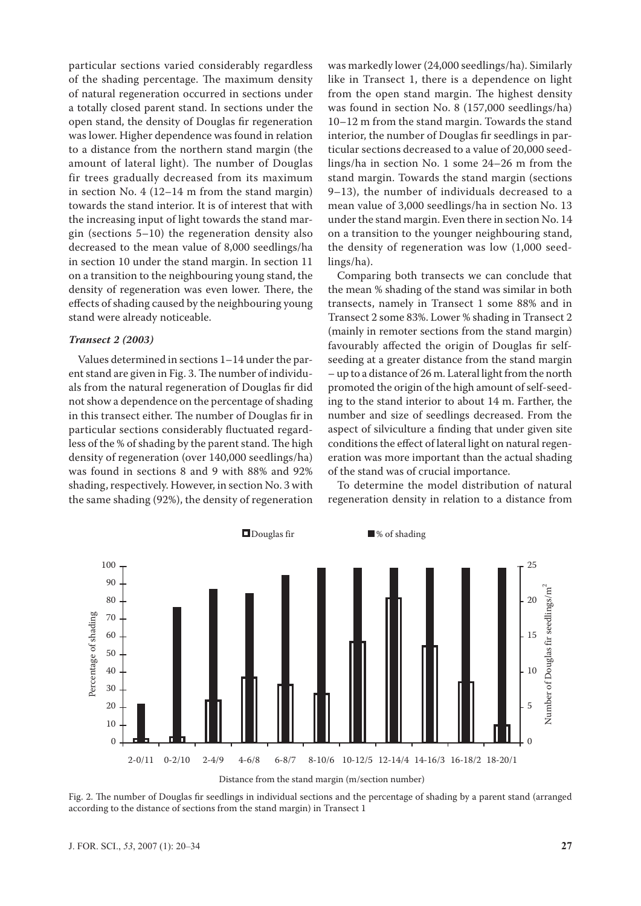particular sections varied considerably regardless of the shading percentage. The maximum density of natural regeneration occurred in sections under a totally closed parent stand. In sections under the open stand, the density of Douglas fir regeneration was lower. Higher dependence was found in relation to a distance from the northern stand margin (the amount of lateral light). The number of Douglas fir trees gradually decreased from its maximum in section No. 4 (12–14 m from the stand margin) towards the stand interior. It is of interest that with the increasing input of light towards the stand margin (sections 5–10) the regeneration density also decreased to the mean value of 8,000 seedlings/ha in section 10 under the stand margin. In section 11 on a transition to the neighbouring young stand, the density of regeneration was even lower. There, the effects of shading caused by the neighbouring young stand were already noticeable.

### *Transect 2 (2003)*

Values determined in sections 1–14 under the parent stand are given in Fig. 3. The number of individuals from the natural regeneration of Douglas fir did not show a dependence on the percentage of shading in this transect either. The number of Douglas fir in particular sections considerably fluctuated regardless of the % of shading by the parent stand. The high density of regeneration (over 140,000 seedlings/ha) was found in sections 8 and 9 with 88% and 92% shading, respectively. However, in section No. 3 with the same shading (92%), the density of regeneration was markedly lower (24,000 seedlings/ha). Similarly like in Transect 1, there is a dependence on light from the open stand margin. The highest density was found in section No. 8 (157,000 seedlings/ha) 10–12 m from the stand margin. Towards the stand interior, the number of Douglas fir seedlings in particular sections decreased to a value of 20,000 seedlings/ha in section No. 1 some 24–26 m from the stand margin. Towards the stand margin (sections 9–13), the number of individuals decreased to a mean value of 3,000 seedlings/ha in section No. 13 under the stand margin. Even there in section No. 14 on a transition to the younger neighbouring stand, the density of regeneration was low (1,000 seedlings/ha).

Comparing both transects we can conclude that the mean % shading of the stand was similar in both transects, namely in Transect 1 some 88% and in Transect 2 some 83%. Lower % shading in Transect 2 (mainly in remoter sections from the stand margin) favourably affected the origin of Douglas fir self-seeding at a greater distance from the stand margin – up to a distance of 26 m. Lateral light from the north promoted the origin of the high amount of self-seeding to the stand interior to about 14 m. Farther, the number and size of seedlings decreased. From the aspect of silviculture a finding that under given site conditions the effect of lateral light on natural regeneration was more important than the actual shading of the stand was of crucial importance.

To determine the model distribution of natural regeneration density in relation to a distance from

Fig. 2. The number of Douglas fir seedlings in individual sections and the percentage of shading by a parent stand (arranged according to the distance of sections from the stand margin) in Transect 1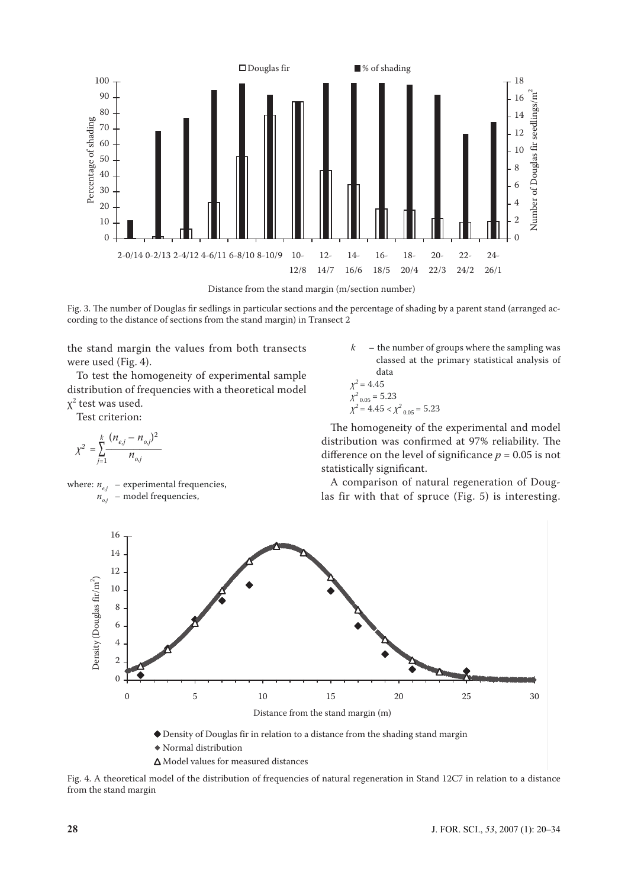Fig. 3. The number of Douglas fir sedlings in particular sections and the percentage of shading by a parent stand (arranged according to the distance of sections from the stand margin) in Transect 2

the stand margin the values from both transects were used (Fig. 4).

To test the homogeneity of experimental sample distribution of frequencies with a theoretical model $\chi^2$ test was used.

Test criterion:

$$\chi^2 = \sum_{j=1}^{k} \frac{(n_{e,j} - n_{o,j})^2}{n_{o,j}}$$

where: $n_{e,j}$ – experimental frequencies,
$n_{o,j}$ – model frequencies,
$k$ – the number of groups where the sampling was classed at the primary statistical analysis of data

$\chi^2 = 4.45$
$\chi^2_{0.05} = 5.23$
$\chi^2 = 4.45 < \chi^2_{0.05} = 5.23$

The homogeneity of the experimental and model distribution was confirmed at 97% reliability. The difference on the level of significance $p = 0.05$ is not statistically significant.

A comparison of natural regeneration of Douglas fir with that of spruce (Fig. 5) is interesting.

Fig. 4. A theoretical model of the distribution of frequencies of natural regeneration in Stand 12C7 in relation to a distance from the stand margin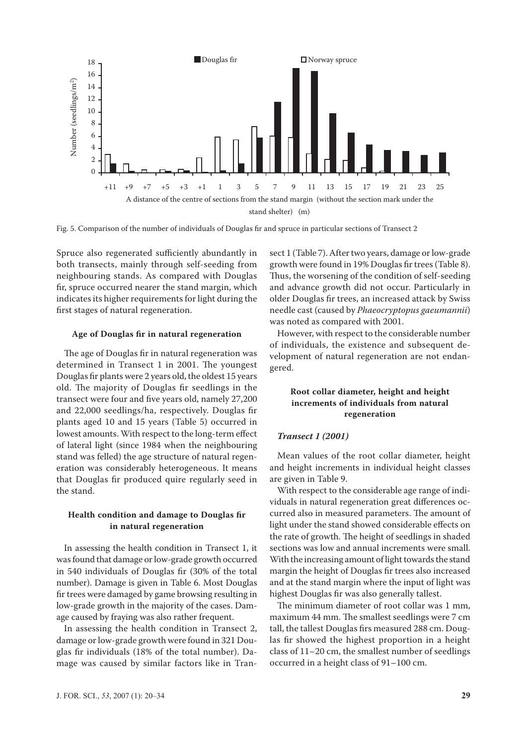Fig. 5. Comparison of the number of individuals of Douglas fir and spruce in particular sections of Transect 2

Spruce also regenerated sufficiently abundantly in both transects, mainly through self-seeding from neighbouring stands. As compared with Douglas fir, spruce occurred nearer the stand margin, which indicates its higher requirements for light during the first stages of natural regeneration.

#### Age of Douglas fir in natural regeneration

The age of Douglas fir in natural regeneration was determined in Transect 1 in 2001. The youngest Douglas fir plants were 2 years old, the oldest 15 years old. The majority of Douglas fir seedlings in the transect were four and five years old, namely 27,200 and 22,000 seedlings/ha, respectively. Douglas fir plants aged 10 and 15 years (Table 5) occurred in lowest amounts. With respect to the long-term effect of lateral light (since 1984 when the neighbouring stand was felled) the age structure of natural regeneration was considerably heterogeneous. It means that Douglas fir produced quire regularly seed in the stand.

#### Health condition and damage to Douglas fir in natural regeneration

In assessing the health condition in Transect 1, it was found that damage or low-grade growth occurred in 540 individuals of Douglas fir (30% of the total number). Damage is given in Table 6. Most Douglas fir trees were damaged by game browsing resulting in low-grade growth in the majority of the cases. Damage caused by fraying was also rather frequent.

In assessing the health condition in Transect 2, damage or low-grade growth were found in 321 Douglas fir individuals (18% of the total number). Damage was caused by similar factors like in Transect 1 (Table 7). After two years, damage or low-grade growth were found in 19% Douglas fir trees (Table 8). Thus, the worsening of the condition of self-seeding and advance growth did not occur. Particularly in older Douglas fir trees, an increased attack by Swiss needle cast (caused by *Phaeocryptopus gaeumannii*) was noted as compared with 2001.

However, with respect to the considerable number of individuals, the existence and subsequent development of natural regeneration are not endangered.

#### Root collar diameter, height and height increments of individuals from natural regeneration

##### *Transect 1 (2001)*

Mean values of the root collar diameter, height and height increments in individual height classes are given in Table 9.

With respect to the considerable age range of individuals in natural regeneration great differences occurred also in measured parameters. The amount of light under the stand showed considerable effects on the rate of growth. The height of seedlings in shaded sections was low and annual increments were small. With the increasing amount of light towards the stand margin the height of Douglas fir trees also increased and at the stand margin where the input of light was highest Douglas fir was also generally tallest.

The minimum diameter of root collar was 1 mm, maximum 44 mm. The smallest seedlings were 7 cm tall, the tallest Douglas firs measured 288 cm. Douglas fir showed the highest proportion in a height class of 11–20 cm, the smallest number of seedlings occurred in a height class of 91–100 cm.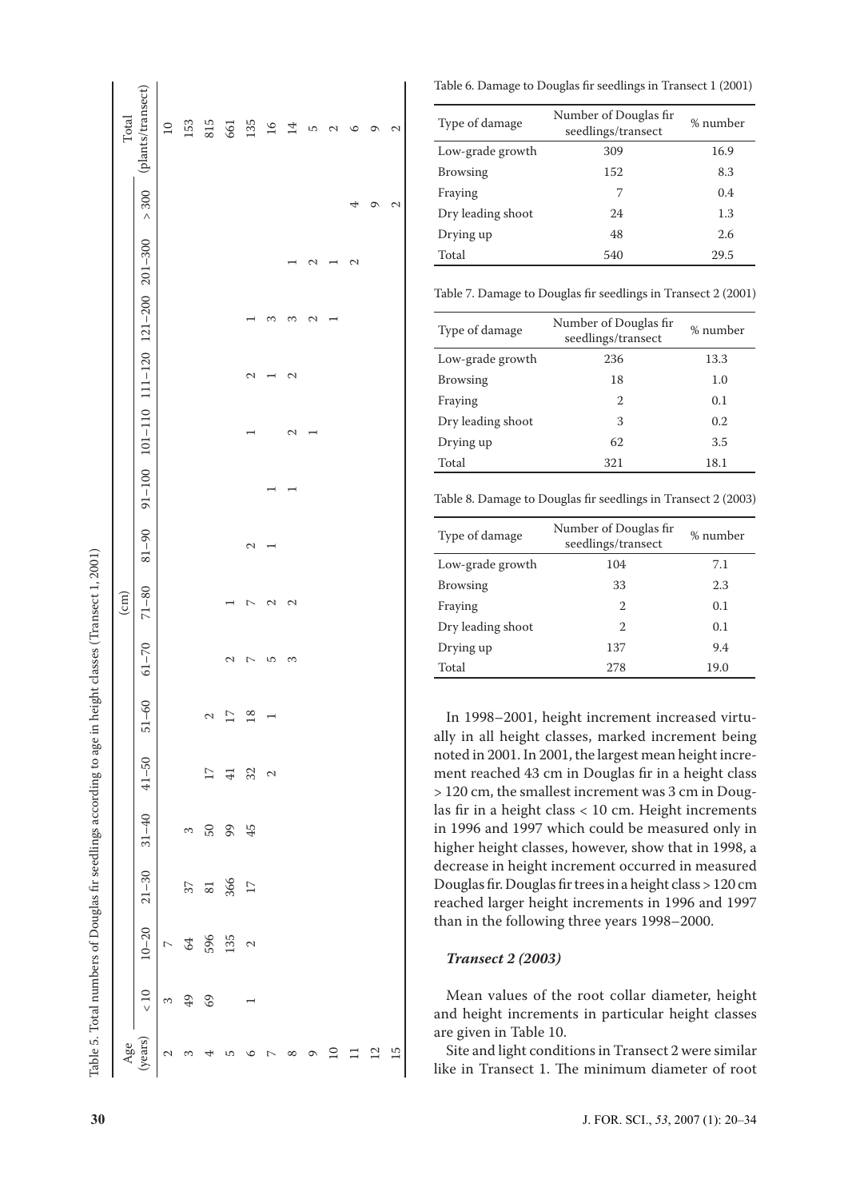Table 5. Total numbers of Douglas fir seedlings according to age in height classes (Transect 1, 2001)

| Age (years) | (cm) | | | | | | | | | | | | | | | Total (plants/transect) |
|---|---|---|---|---|---|---|---|---|---|---|---|---|---|---|---|---|
| | < 10 | 10–20 | 21–30 | 31–40 | 41–50 | 51–60 | 61–70 | 71–80 | 81–90 | 91–100 | 101–110 | 111–120 | 121–200 | 201–300 | > 300 | |
| 2 | 3 | 7 | | | | | | | | | | | | | | 10 |
| 3 | 49 | 64 | 37 | 3 | | | | | | | | | | | | 153 |
| 4 | 69 | 596 | 81 | 50 | 17 | 2 | | | | | | | | | | 815 |
| 5 | | 135 | 366 | 99 | 41 | 17 | 2 | 1 | | | | | | | | 661 |
| 6 | 1 | 2 | 17 | 45 | 32 | 18 | 7 | 7 | 2 | | 1 | 2 | 1 | | | 135 |
| 7 | | | | | 2 | 1 | 5 | 2 | 1 | 1 | | 1 | 3 | | | 16 |
| 8 | | | | | | | 3 | 2 | | 1 | 2 | 2 | 3 | 1 | | 14 |
| 9 | | | | | | | | | | | 1 | | 2 | 2 | | 5 |
| 10 | | | | | | | | | | | | | 1 | 1 | | 2 |
| 11 | | | | | | | | | | | | | | 2 | 4 | 6 |
| 12 | | | | | | | | | | | | | | | 9 | 9 |
| 15 | | | | | | | | | | | | | | | 2 | 2 |

Table 6. Damage to Douglas fir seedlings in Transect 1 (2001)

| Type of damage | Number of Douglas fir seedlings/transect | % number |
|---|---|---|
| Low-grade growth | 309 | 16.9 |
| Browsing | 152 | 8.3 |
| Fraying | 7 | 0.4 |
| Dry leading shoot | 24 | 1.3 |
| Drying up | 48 | 2.6 |
| Total | 540 | 29.5 |

Table 7. Damage to Douglas fir seedlings in Transect 2 (2001)

| Type of damage | Number of Douglas fir seedlings/transect | % number |
|---|---|---|
| Low-grade growth | 236 | 13.3 |
| Browsing | 18 | 1.0 |
| Fraying | 2 | 0.1 |
| Dry leading shoot | 3 | 0.2 |
| Drying up | 62 | 3.5 |
| Total | 321 | 18.1 |

Table 8. Damage to Douglas fir seedlings in Transect 2 (2003)

| Type of damage | Number of Douglas fir seedlings/transect | % number |
|---|---|---|
| Low-grade growth | 104 | 7.1 |
| Browsing | 33 | 2.3 |
| Fraying | 2 | 0.1 |
| Dry leading shoot | 2 | 0.1 |
| Drying up | 137 | 9.4 |
| Total | 278 | 19.0 |

In 1998–2001, height increment increased virtually in all height classes, marked increment being noted in 2001. In 2001, the largest mean height increment reached 43 cm in Douglas fir in a height class > 120 cm, the smallest increment was 3 cm in Douglas fir in a height class < 10 cm. Height increments in 1996 and 1997 which could be measured only in higher height classes, however, show that in 1998, a decrease in height increment occurred in measured Douglas fir. Douglas fir trees in a height class > 120 cm reached larger height increments in 1996 and 1997 than in the following three years 1998–2000.

### *Transect 2 (2003)*

Mean values of the root collar diameter, height and height increments in particular height classes are given in Table 10.

Site and light conditions in Transect 2 were similar like in Transect 1. The minimum diameter of root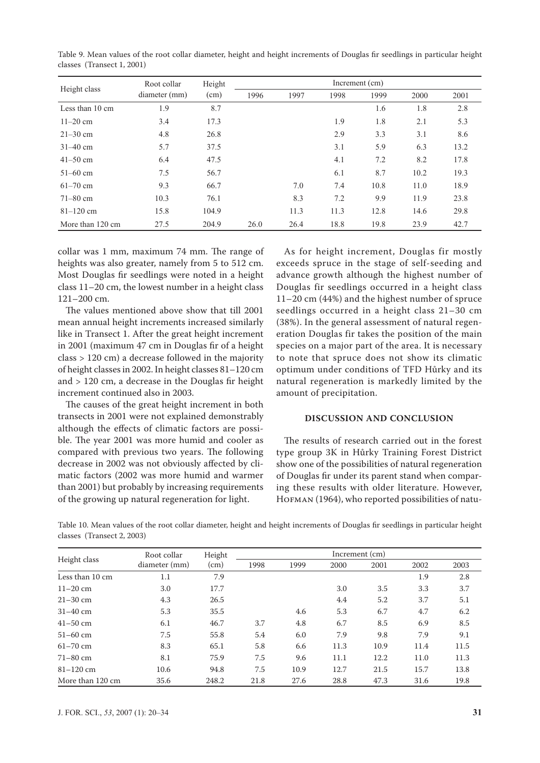Table 9. Mean values of the root collar diameter, height and height increments of Douglas fir seedlings in particular height classes (Transect 1, 2001)

| Height class | Root collar diameter (mm) | Height (cm) | Increment (cm) | | | | | |
|---|---|---|---|---|---|---|---|---|
| | | | 1996 | 1997 | 1998 | 1999 | 2000 | 2001 |
| Less than 10 cm | 1.9 | 8.7 | | | | 1.6 | 1.8 | 2.8 |
| 11–20 cm | 3.4 | 17.3 | | | 1.9 | 1.8 | 2.1 | 5.3 |
| 21–30 cm | 4.8 | 26.8 | | | 2.9 | 3.3 | 3.1 | 8.6 |
| 31–40 cm | 5.7 | 37.5 | | | 3.1 | 5.9 | 6.3 | 13.2 |
| 41–50 cm | 6.4 | 47.5 | | | 4.1 | 7.2 | 8.2 | 17.8 |
| 51–60 cm | 7.5 | 56.7 | | | 6.1 | 8.7 | 10.2 | 19.3 |
| 61–70 cm | 9.3 | 66.7 | | 7.0 | 7.4 | 10.8 | 11.0 | 18.9 |
| 71–80 cm | 10.3 | 76.1 | | 8.3 | 7.2 | 9.9 | 11.9 | 23.8 |
| 81–120 cm | 15.8 | 104.9 | | 11.3 | 11.3 | 12.8 | 14.6 | 29.8 |
| More than 120 cm | 27.5 | 204.9 | 26.0 | 26.4 | 18.8 | 19.8 | 23.9 | 42.7 |

collar was 1 mm, maximum 74 mm. The range of heights was also greater, namely from 5 to 512 cm. Most Douglas fir seedlings were noted in a height class 11–20 cm, the lowest number in a height class 121–200 cm.

The values mentioned above show that till 2001 mean annual height increments increased similarly like in Transect 1. After the great height increment in 2001 (maximum 47 cm in Douglas fir of a height class > 120 cm) a decrease followed in the majority of height classes in 2002. In height classes 81–120 cm and > 120 cm, a decrease in the Douglas fir height increment continued also in 2003.

The causes of the great height increment in both transects in 2001 were not explained demonstrably although the effects of climatic factors are possible. The year 2001 was more humid and cooler as compared with previous two years. The following decrease in 2002 was not obviously affected by climatic factors (2002 was more humid and warmer than 2001) but probably by increasing requirements of the growing up natural regeneration for light.

As for height increment, Douglas fir mostly exceeds spruce in the stage of self-seeding and advance growth although the highest number of Douglas fir seedlings occurred in a height class 11–20 cm (44%) and the highest number of spruce seedlings occurred in a height class 21–30 cm (38%). In the general assessment of natural regeneration Douglas fir takes the position of the main species on a major part of the area. It is necessary to note that spruce does not show its climatic optimum under conditions of TFD Hůrky and its natural regeneration is markedly limited by the amount of precipitation.

## DISCUSSION AND CONCLUSION

The results of research carried out in the forest type group 3K in Hůrky Training Forest District show one of the possibilities of natural regeneration of Douglas fir under its parent stand when comparing these results with older literature. However, Hofman (1964), who reported possibilities of natu-

Table 10. Mean values of the root collar diameter, height and height increments of Douglas fir seedlings in particular height classes (Transect 2, 2003)

| Height class | Root collar diameter (mm) | Height (cm) | Increment (cm) | | | | | |
|---|---|---|---|---|---|---|---|---|
| | | | 1998 | 1999 | 2000 | 2001 | 2002 | 2003 |
| Less than 10 cm | 1.1 | 7.9 | | | | | 1.9 | 2.8 |
| 11–20 cm | 3.0 | 17.7 | | | 3.0 | 3.5 | 3.3 | 3.7 |
| 21–30 cm | 4.3 | 26.5 | | | 4.4 | 5.2 | 3.7 | 5.1 |
| 31–40 cm | 5.3 | 35.5 | | 4.6 | 5.3 | 6.7 | 4.7 | 6.2 |
| 41–50 cm | 6.1 | 46.7 | 3.7 | 4.8 | 6.7 | 8.5 | 6.9 | 8.5 |
| 51–60 cm | 7.5 | 55.8 | 5.4 | 6.0 | 7.9 | 9.8 | 7.9 | 9.1 |
| 61–70 cm | 8.3 | 65.1 | 5.8 | 6.6 | 11.3 | 10.9 | 11.4 | 11.5 |
| 71–80 cm | 8.1 | 75.9 | 7.5 | 9.6 | 11.1 | 12.2 | 11.0 | 11.3 |
| 81–120 cm | 10.6 | 94.8 | 7.5 | 10.9 | 12.7 | 21.5 | 15.7 | 13.8 |
| More than 120 cm | 35.6 | 248.2 | 21.8 | 27.6 | 28.8 | 47.3 | 31.6 | 19.8 |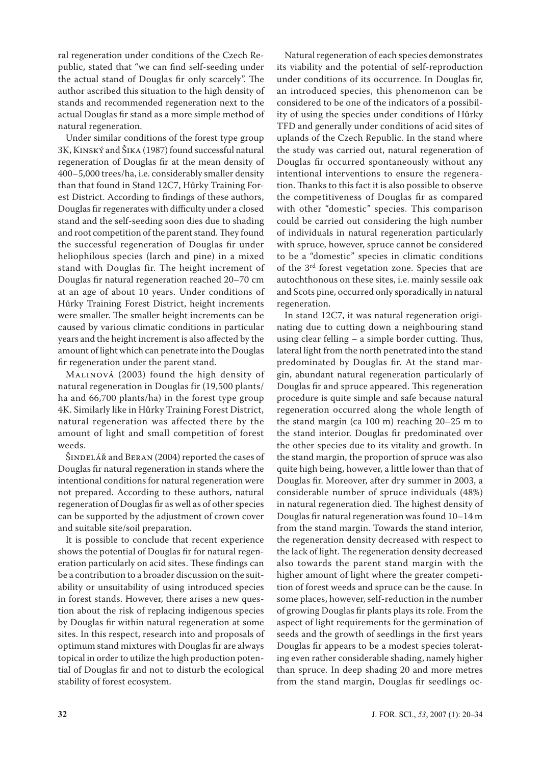ral regeneration under conditions of the Czech Republic, stated that "we can find self-seeding under the actual stand of Douglas fir only scarcely". The author ascribed this situation to the high density of stands and recommended regeneration next to the actual Douglas fir stand as a more simple method of natural regeneration.

Under similar conditions of the forest type group 3K, Kinský and Šika (1987) found successful natural regeneration of Douglas fir at the mean density of 400–5,000 trees/ha, i.e. considerably smaller density than that found in Stand 12C7, Hůrky Training Forest District. According to findings of these authors, Douglas fir regenerates with difficulty under a closed stand and the self-seeding soon dies due to shading and root competition of the parent stand. They found the successful regeneration of Douglas fir under heliophilous species (larch and pine) in a mixed stand with Douglas fir. The height increment of Douglas fir natural regeneration reached 20–70 cm at an age of about 10 years. Under conditions of Hůrky Training Forest District, height increments were smaller. The smaller height increments can be caused by various climatic conditions in particular years and the height increment is also affected by the amount of light which can penetrate into the Douglas fir regeneration under the parent stand.

Malinová (2003) found the high density of natural regeneration in Douglas fir (19,500 plants/ha and 66,700 plants/ha) in the forest type group 4K. Similarly like in Hůrky Training Forest District, natural regeneration was affected there by the amount of light and small competition of forest weeds.

Šindelář and Beran (2004) reported the cases of Douglas fir natural regeneration in stands where the intentional conditions for natural regeneration were not prepared. According to these authors, natural regeneration of Douglas fir as well as of other species can be supported by the adjustment of crown cover and suitable site/soil preparation.

It is possible to conclude that recent experience shows the potential of Douglas fir for natural regeneration particularly on acid sites. These findings can be a contribution to a broader discussion on the suitability or unsuitability of using introduced species in forest stands. However, there arises a new question about the risk of replacing indigenous species by Douglas fir within natural regeneration at some sites. In this respect, research into and proposals of optimum stand mixtures with Douglas fir are always topical in order to utilize the high production potential of Douglas fir and not to disturb the ecological stability of forest ecosystem.

Natural regeneration of each species demonstrates its viability and the potential of self-reproduction under conditions of its occurrence. In Douglas fir, an introduced species, this phenomenon can be considered to be one of the indicators of a possibility of using the species under conditions of Hůrky TFD and generally under conditions of acid sites of uplands of the Czech Republic. In the stand where the study was carried out, natural regeneration of Douglas fir occurred spontaneously without any intentional interventions to ensure the regeneration. Thanks to this fact it is also possible to observe the competitiveness of Douglas fir as compared with other "domestic" species. This comparison could be carried out considering the high number of individuals in natural regeneration particularly with spruce, however, spruce cannot be considered to be a "domestic" species in climatic conditions of the 3rd forest vegetation zone. Species that are autochthonous on these sites, i.e. mainly sessile oak and Scots pine, occurred only sporadically in natural regeneration.

In stand 12C7, it was natural regeneration originating due to cutting down a neighbouring stand using clear felling – a simple border cutting. Thus, lateral light from the north penetrated into the stand predominated by Douglas fir. At the stand margin, abundant natural regeneration particularly of Douglas fir and spruce appeared. This regeneration procedure is quite simple and safe because natural regeneration occurred along the whole length of the stand margin (ca 100 m) reaching 20–25 m to the stand interior. Douglas fir predominated over the other species due to its vitality and growth. In the stand margin, the proportion of spruce was also quite high being, however, a little lower than that of Douglas fir. Moreover, after dry summer in 2003, a considerable number of spruce individuals (48%) in natural regeneration died. The highest density of Douglas fir natural regeneration was found 10–14 m from the stand margin. Towards the stand interior, the regeneration density decreased with respect to the lack of light. The regeneration density decreased also towards the parent stand margin with the higher amount of light where the greater competition of forest weeds and spruce can be the cause. In some places, however, self-reduction in the number of growing Douglas fir plants plays its role. From the aspect of light requirements for the germination of seeds and the growth of seedlings in the first years Douglas fir appears to be a modest species tolerating even rather considerable shading, namely higher than spruce. In deep shading 20 and more metres from the stand margin, Douglas fir seedlings oc-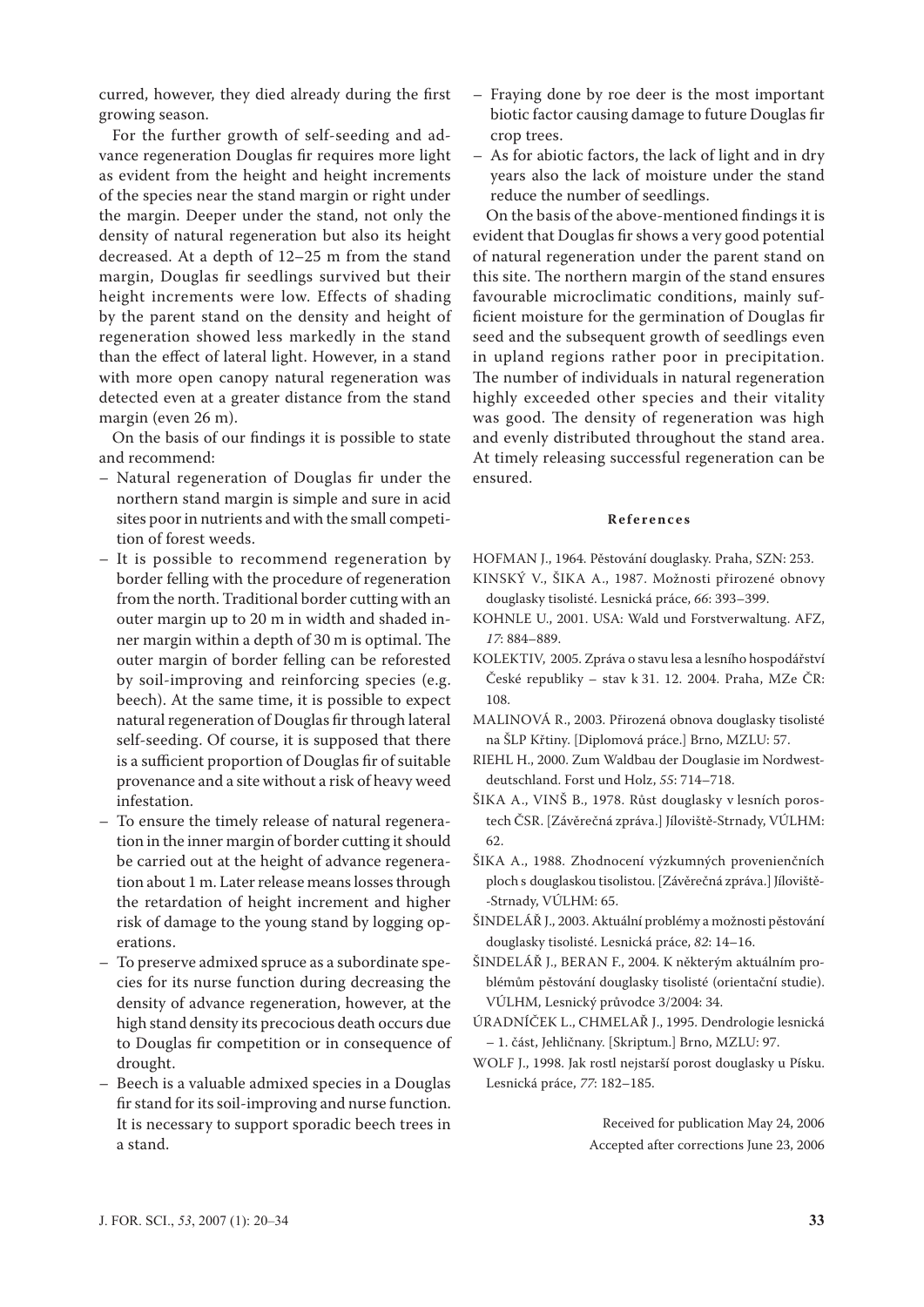curred, however, they died already during the first growing season.

For the further growth of self-seeding and advance regeneration Douglas fir requires more light as evident from the height and height increments of the species near the stand margin or right under the margin. Deeper under the stand, not only the density of natural regeneration but also its height decreased. At a depth of 12–25 m from the stand margin, Douglas fir seedlings survived but their height increments were low. Effects of shading by the parent stand on the density and height of regeneration showed less markedly in the stand than the effect of lateral light. However, in a stand with more open canopy natural regeneration was detected even at a greater distance from the stand margin (even 26 m).

On the basis of our findings it is possible to state and recommend:

- Natural regeneration of Douglas fir under the northern stand margin is simple and sure in acid sites poor in nutrients and with the small competition of forest weeds.
- It is possible to recommend regeneration by border felling with the procedure of regeneration from the north. Traditional border cutting with an outer margin up to 20 m in width and shaded inner margin within a depth of 30 m is optimal. The outer margin of border felling can be reforested by soil-improving and reinforcing species (e.g. beech). At the same time, it is possible to expect natural regeneration of Douglas fir through lateral self-seeding. Of course, it is supposed that there is a sufficient proportion of Douglas fir of suitable provenance and a site without a risk of heavy weed infestation.
- To ensure the timely release of natural regeneration in the inner margin of border cutting it should be carried out at the height of advance regeneration about 1 m. Later release means losses through the retardation of height increment and higher risk of damage to the young stand by logging operations.
- To preserve admixed spruce as a subordinate species for its nurse function during decreasing the density of advance regeneration, however, at the high stand density its precocious death occurs due to Douglas fir competition or in consequence of drought.
- Beech is a valuable admixed species in a Douglas fir stand for its soil-improving and nurse function. It is necessary to support sporadic beech trees in a stand.
- Fraying done by roe deer is the most important biotic factor causing damage to future Douglas fir crop trees.
- As for abiotic factors, the lack of light and in dry years also the lack of moisture under the stand reduce the number of seedlings.

On the basis of the above-mentioned findings it is evident that Douglas fir shows a very good potential of natural regeneration under the parent stand on this site. The northern margin of the stand ensures favourable microclimatic conditions, mainly sufficient moisture for the germination of Douglas fir seed and the subsequent growth of seedlings even in upland regions rather poor in precipitation. The number of individuals in natural regeneration highly exceeded other species and their vitality was good. The density of regeneration was high and evenly distributed throughout the stand area. At timely releasing successful regeneration can be ensured.

## References

HOFMAN J., 1964. Pěstování douglasky. Praha, SZN: 253.

KINSKÝ V., ŠIKA A., 1987. Možnosti přirozené obnovy douglasky tisolisté. Lesnická práce, *66*: 393–399.

KOHNLE U., 2001. USA: Wald und Forstverwaltung. AFZ, *17*: 884–889.

KOLEKTIV, 2005. Zpráva o stavu lesa a lesního hospodářství České republiky – stav k 31. 12. 2004. Praha, MZe ČR: 108.

MALINOVÁ R., 2003. Přirozená obnova douglasky tisolisté na ŠLP Křtiny. [Diplomová práce.] Brno, MZLU: 57.

RIEHL H., 2000. Zum Waldbau der Douglasie im Nordwestdeutschland. Forst und Holz, *55*: 714–718.

ŠIKA A., VINŠ B., 1978. Růst douglasky v lesních porostech ČSR. [Závěrečná zpráva.] Jíloviště-Strnady, VÚLHM: 62.

ŠIKA A., 1988. Zhodnocení výzkumných provenienčních ploch s douglaskou tisolistou. [Závěrečná zpráva.] Jíloviště-Strnady, VÚLHM: 65.

ŠINDELÁŘ J., 2003. Aktuální problémy a možnosti pěstování douglasky tisolisté. Lesnická práce, *82*: 14–16.

ŠINDELÁŘ J., BERAN F., 2004. K některým aktuálním problémům pěstování douglasky tisolisté (orientační studie). VÚLHM, Lesnický průvodce 3/2004: 34.

ÚRADNÍČEK L., CHMELAŘ J., 1995. Dendrologie lesnická – 1. část, Jehličnany. [Skriptum.] Brno, MZLU: 97.

WOLF J., 1998. Jak rostl nejstarší porost douglasky u Písku. Lesnická práce, *77*: 182–185.

Received for publication May 24, 2006
Accepted after corrections June 23, 2006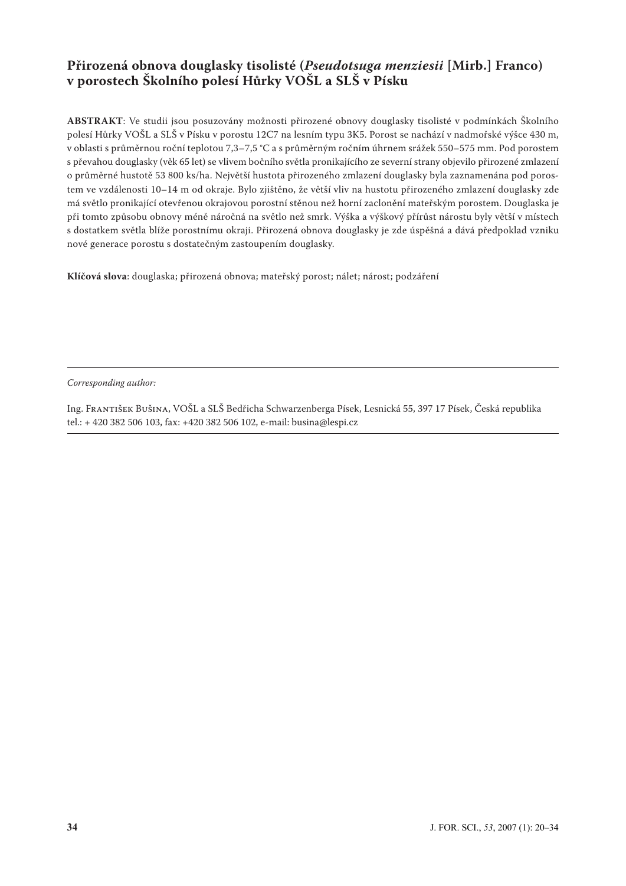## Přirozená obnova douglasky tisolisté (*Pseudotsuga menziesii* [Mirb.] Franco) v porostech Školního polesí Hůrky VOŠL a SLŠ v Písku

**ABSTRAKT**: Ve studii jsou posuzovány možnosti přirozené obnovy douglasky tisolisté v podmínkách Školního polesí Hůrky VOŠL a SLŠ v Písku v porostu 12C7 na lesním typu 3K5. Porost se nachází v nadmořské výšce 430 m, v oblasti s průměrnou roční teplotou 7,3–7,5 °C a s průměrným ročním úhrnem srážek 550–575 mm. Pod porostem s převahou douglasky (věk 65 let) se vlivem bočního světla pronikajícího ze severní strany objevilo přirozené zmlazení o průměrné hustotě 53 800 ks/ha. Největší hustota přirozeného zmlazení douglasky byla zaznamenána pod porostem ve vzdálenosti 10–14 m od okraje. Bylo zjištěno, že větší vliv na hustotu přirozeného zmlazení douglasky zde má světlo pronikající otevřenou okrajovou porostní stěnou než horní zaclonění mateřským porostem. Douglaska je při tomto způsobu obnovy méně náročná na světlo než smrk. Výška a výškový přírůst nárostu byly větší v místech s dostatkem světla blíže porostnímu okraji. Přirozená obnova douglasky je zde úspěšná a dává předpoklad vzniku nové generace porostu s dostatečným zastoupením douglasky.

**Klíčová slova**: douglaska; přirozená obnova; mateřský porost; nálet; nárost; podzáření

---

*Corresponding author:*

Ing. František Bušina, VOŠL a SLŠ Bedřicha Schwarzenberga Písek, Lesnická 55, 397 17 Písek, Česká republika
tel.: + 420 382 506 103, fax: +420 382 506 102, e-mail: busina@lespi.cz